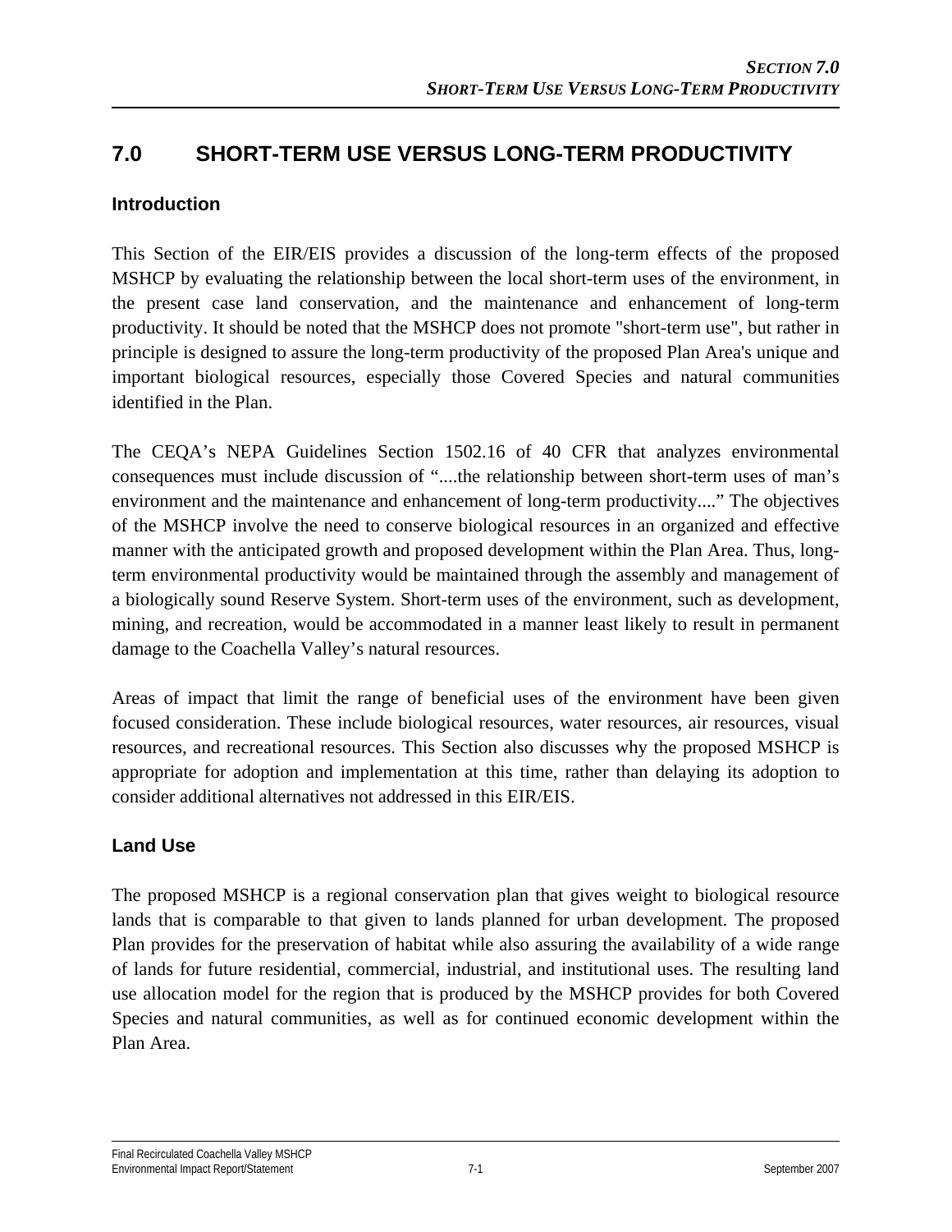# 7.0 SHORT-TERM USE VERSUS LONG-TERM PRODUCTIVITY

## Introduction

This Section of the EIR/EIS provides a discussion of the long-term effects of the proposed MSHCP by evaluating the relationship between the local short-term uses of the environment, in the present case land conservation, and the maintenance and enhancement of long-term productivity. It should be noted that the MSHCP does not promote "short-term use", but rather in principle is designed to assure the long-term productivity of the proposed Plan Area's unique and important biological resources, especially those Covered Species and natural communities identified in the Plan.

The CEQA's NEPA Guidelines Section 1502.16 of 40 CFR that analyzes environmental consequences must include discussion of "....the relationship between short-term uses of man's environment and the maintenance and enhancement of long-term productivity...." The objectives of the MSHCP involve the need to conserve biological resources in an organized and effective manner with the anticipated growth and proposed development within the Plan Area. Thus, long-term environmental productivity would be maintained through the assembly and management of a biologically sound Reserve System. Short-term uses of the environment, such as development, mining, and recreation, would be accommodated in a manner least likely to result in permanent damage to the Coachella Valley's natural resources.

Areas of impact that limit the range of beneficial uses of the environment have been given focused consideration. These include biological resources, water resources, air resources, visual resources, and recreational resources. This Section also discusses why the proposed MSHCP is appropriate for adoption and implementation at this time, rather than delaying its adoption to consider additional alternatives not addressed in this EIR/EIS.

## Land Use

The proposed MSHCP is a regional conservation plan that gives weight to biological resource lands that is comparable to that given to lands planned for urban development. The proposed Plan provides for the preservation of habitat while also assuring the availability of a wide range of lands for future residential, commercial, industrial, and institutional uses. The resulting land use allocation model for the region that is produced by the MSHCP provides for both Covered Species and natural communities, as well as for continued economic development within the Plan Area.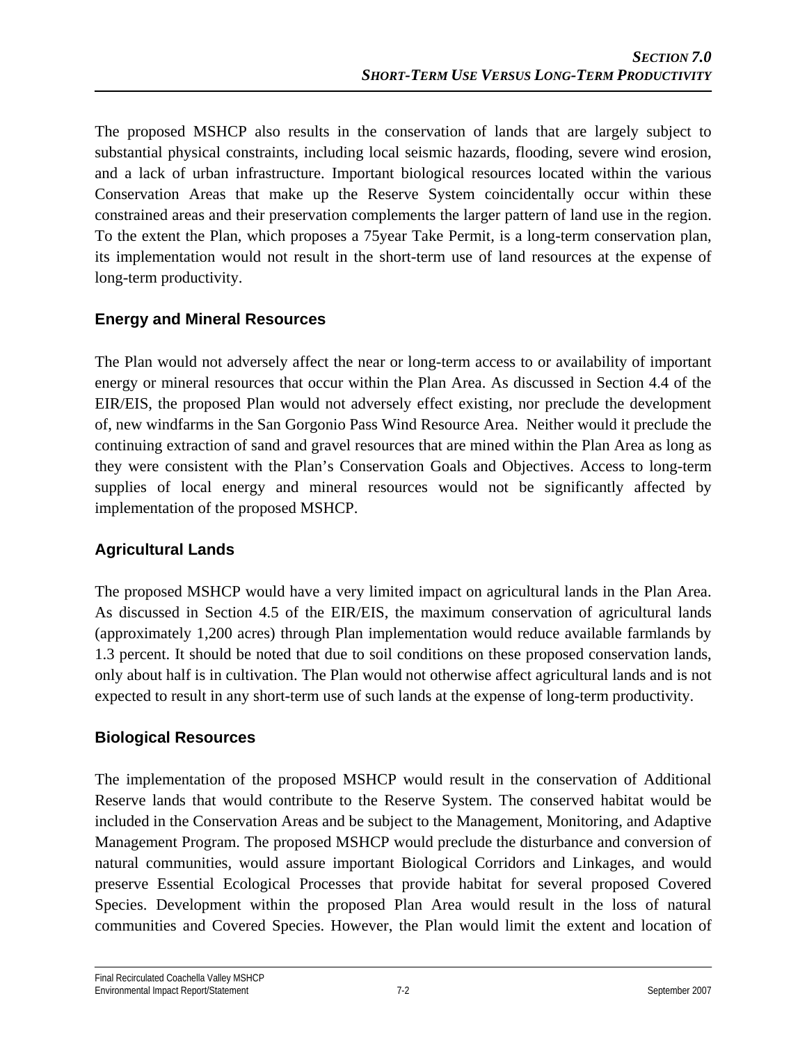The proposed MSHCP also results in the conservation of lands that are largely subject to substantial physical constraints, including local seismic hazards, flooding, severe wind erosion, and a lack of urban infrastructure. Important biological resources located within the various Conservation Areas that make up the Reserve System coincidentally occur within these constrained areas and their preservation complements the larger pattern of land use in the region. To the extent the Plan, which proposes a 75year Take Permit, is a long-term conservation plan, its implementation would not result in the short-term use of land resources at the expense of long-term productivity.

### Energy and Mineral Resources

The Plan would not adversely affect the near or long-term access to or availability of important energy or mineral resources that occur within the Plan Area. As discussed in Section 4.4 of the EIR/EIS, the proposed Plan would not adversely effect existing, nor preclude the development of, new windfarms in the San Gorgonio Pass Wind Resource Area. Neither would it preclude the continuing extraction of sand and gravel resources that are mined within the Plan Area as long as they were consistent with the Plan's Conservation Goals and Objectives. Access to long-term supplies of local energy and mineral resources would not be significantly affected by implementation of the proposed MSHCP.

### Agricultural Lands

The proposed MSHCP would have a very limited impact on agricultural lands in the Plan Area. As discussed in Section 4.5 of the EIR/EIS, the maximum conservation of agricultural lands (approximately 1,200 acres) through Plan implementation would reduce available farmlands by 1.3 percent. It should be noted that due to soil conditions on these proposed conservation lands, only about half is in cultivation. The Plan would not otherwise affect agricultural lands and is not expected to result in any short-term use of such lands at the expense of long-term productivity.

### Biological Resources

The implementation of the proposed MSHCP would result in the conservation of Additional Reserve lands that would contribute to the Reserve System. The conserved habitat would be included in the Conservation Areas and be subject to the Management, Monitoring, and Adaptive Management Program. The proposed MSHCP would preclude the disturbance and conversion of natural communities, would assure important Biological Corridors and Linkages, and would preserve Essential Ecological Processes that provide habitat for several proposed Covered Species. Development within the proposed Plan Area would result in the loss of natural communities and Covered Species. However, the Plan would limit the extent and location of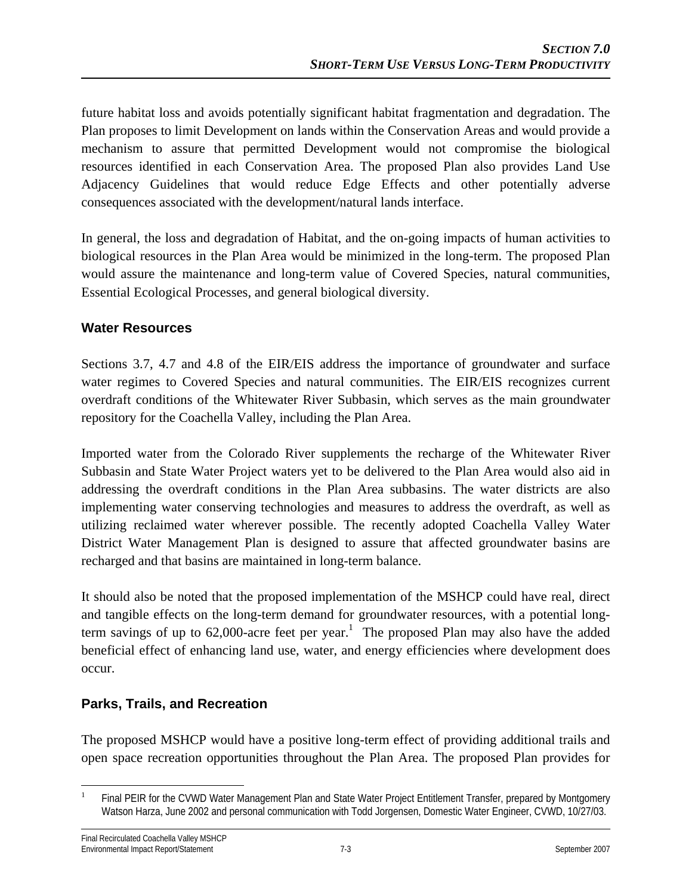future habitat loss and avoids potentially significant habitat fragmentation and degradation. The Plan proposes to limit Development on lands within the Conservation Areas and would provide a mechanism to assure that permitted Development would not compromise the biological resources identified in each Conservation Area. The proposed Plan also provides Land Use Adjacency Guidelines that would reduce Edge Effects and other potentially adverse consequences associated with the development/natural lands interface.

In general, the loss and degradation of Habitat, and the on-going impacts of human activities to biological resources in the Plan Area would be minimized in the long-term. The proposed Plan would assure the maintenance and long-term value of Covered Species, natural communities, Essential Ecological Processes, and general biological diversity.

### Water Resources

Sections 3.7, 4.7 and 4.8 of the EIR/EIS address the importance of groundwater and surface water regimes to Covered Species and natural communities. The EIR/EIS recognizes current overdraft conditions of the Whitewater River Subbasin, which serves as the main groundwater repository for the Coachella Valley, including the Plan Area.

Imported water from the Colorado River supplements the recharge of the Whitewater River Subbasin and State Water Project waters yet to be delivered to the Plan Area would also aid in addressing the overdraft conditions in the Plan Area subbasins. The water districts are also implementing water conserving technologies and measures to address the overdraft, as well as utilizing reclaimed water wherever possible. The recently adopted Coachella Valley Water District Water Management Plan is designed to assure that affected groundwater basins are recharged and that basins are maintained in long-term balance.

It should also be noted that the proposed implementation of the MSHCP could have real, direct and tangible effects on the long-term demand for groundwater resources, with a potential long-term savings of up to 62,000-acre feet per year.[1] The proposed Plan may also have the added beneficial effect of enhancing land use, water, and energy efficiencies where development does occur.

### Parks, Trails, and Recreation

The proposed MSHCP would have a positive long-term effect of providing additional trails and open space recreation opportunities throughout the Plan Area. The proposed Plan provides for

[1] Final PEIR for the CVWD Water Management Plan and State Water Project Entitlement Transfer, prepared by Montgomery Watson Harza, June 2002 and personal communication with Todd Jorgensen, Domestic Water Engineer, CVWD, 10/27/03.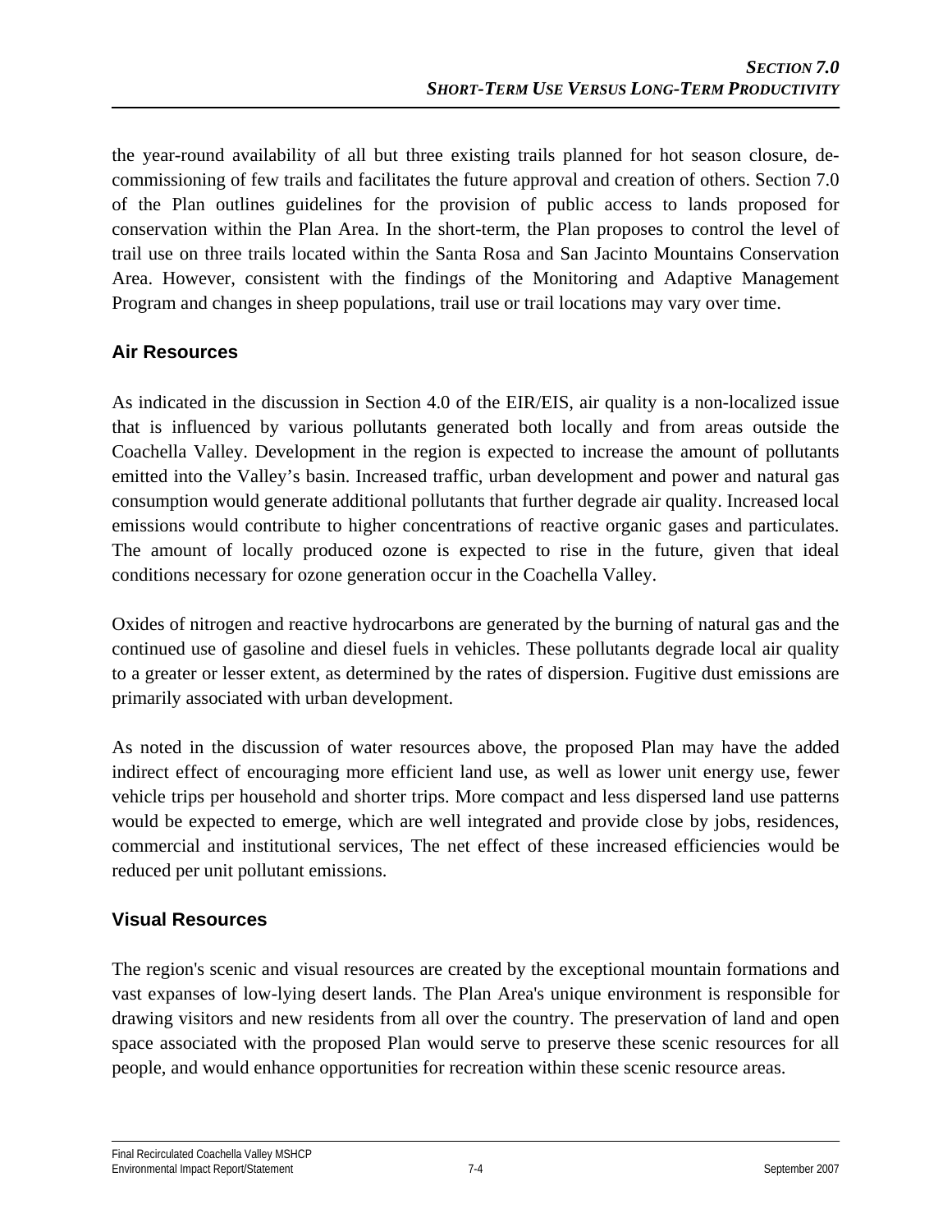the year-round availability of all but three existing trails planned for hot season closure, de-commissioning of few trails and facilitates the future approval and creation of others. Section 7.0 of the Plan outlines guidelines for the provision of public access to lands proposed for conservation within the Plan Area. In the short-term, the Plan proposes to control the level of trail use on three trails located within the Santa Rosa and San Jacinto Mountains Conservation Area. However, consistent with the findings of the Monitoring and Adaptive Management Program and changes in sheep populations, trail use or trail locations may vary over time.

## Air Resources

As indicated in the discussion in Section 4.0 of the EIR/EIS, air quality is a non-localized issue that is influenced by various pollutants generated both locally and from areas outside the Coachella Valley. Development in the region is expected to increase the amount of pollutants emitted into the Valley's basin. Increased traffic, urban development and power and natural gas consumption would generate additional pollutants that further degrade air quality. Increased local emissions would contribute to higher concentrations of reactive organic gases and particulates. The amount of locally produced ozone is expected to rise in the future, given that ideal conditions necessary for ozone generation occur in the Coachella Valley.

Oxides of nitrogen and reactive hydrocarbons are generated by the burning of natural gas and the continued use of gasoline and diesel fuels in vehicles. These pollutants degrade local air quality to a greater or lesser extent, as determined by the rates of dispersion. Fugitive dust emissions are primarily associated with urban development.

As noted in the discussion of water resources above, the proposed Plan may have the added indirect effect of encouraging more efficient land use, as well as lower unit energy use, fewer vehicle trips per household and shorter trips. More compact and less dispersed land use patterns would be expected to emerge, which are well integrated and provide close by jobs, residences, commercial and institutional services, The net effect of these increased efficiencies would be reduced per unit pollutant emissions.

## Visual Resources

The region's scenic and visual resources are created by the exceptional mountain formations and vast expanses of low-lying desert lands. The Plan Area's unique environment is responsible for drawing visitors and new residents from all over the country. The preservation of land and open space associated with the proposed Plan would serve to preserve these scenic resources for all people, and would enhance opportunities for recreation within these scenic resource areas.